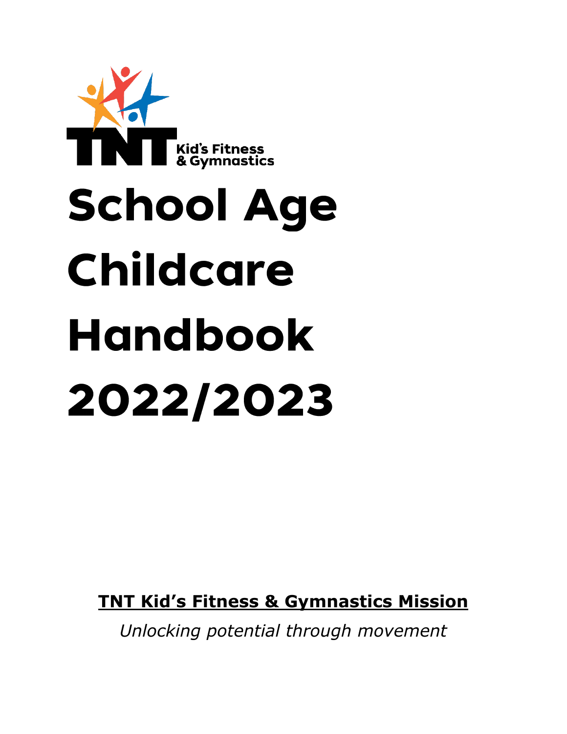TNT Kid's Fitness & Gymnastics

# School Age Childcare Handbook 2022/2023

**TNT Kid's Fitness & Gymnastics Mission**

*Unlocking potential through movement*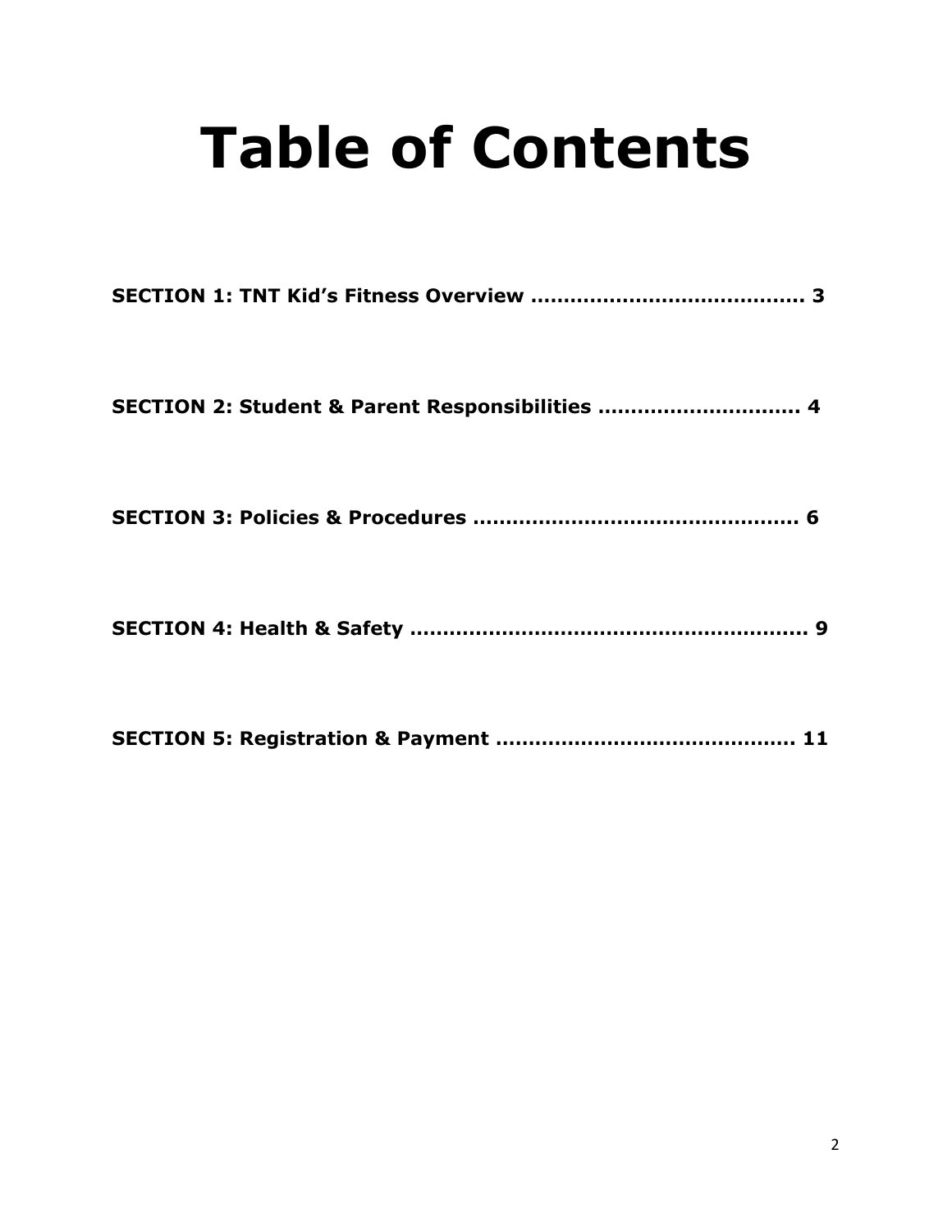# Table of Contents

**SECTION 1: TNT Kid's Fitness Overview ......................................... 3**

**SECTION 2: Student & Parent Responsibilities .............................. 4**

**SECTION 3: Policies & Procedures ................................................. 6**

**SECTION 4: Health & Safety ........................................................... 9**

**SECTION 5: Registration & Payment ............................................ 11**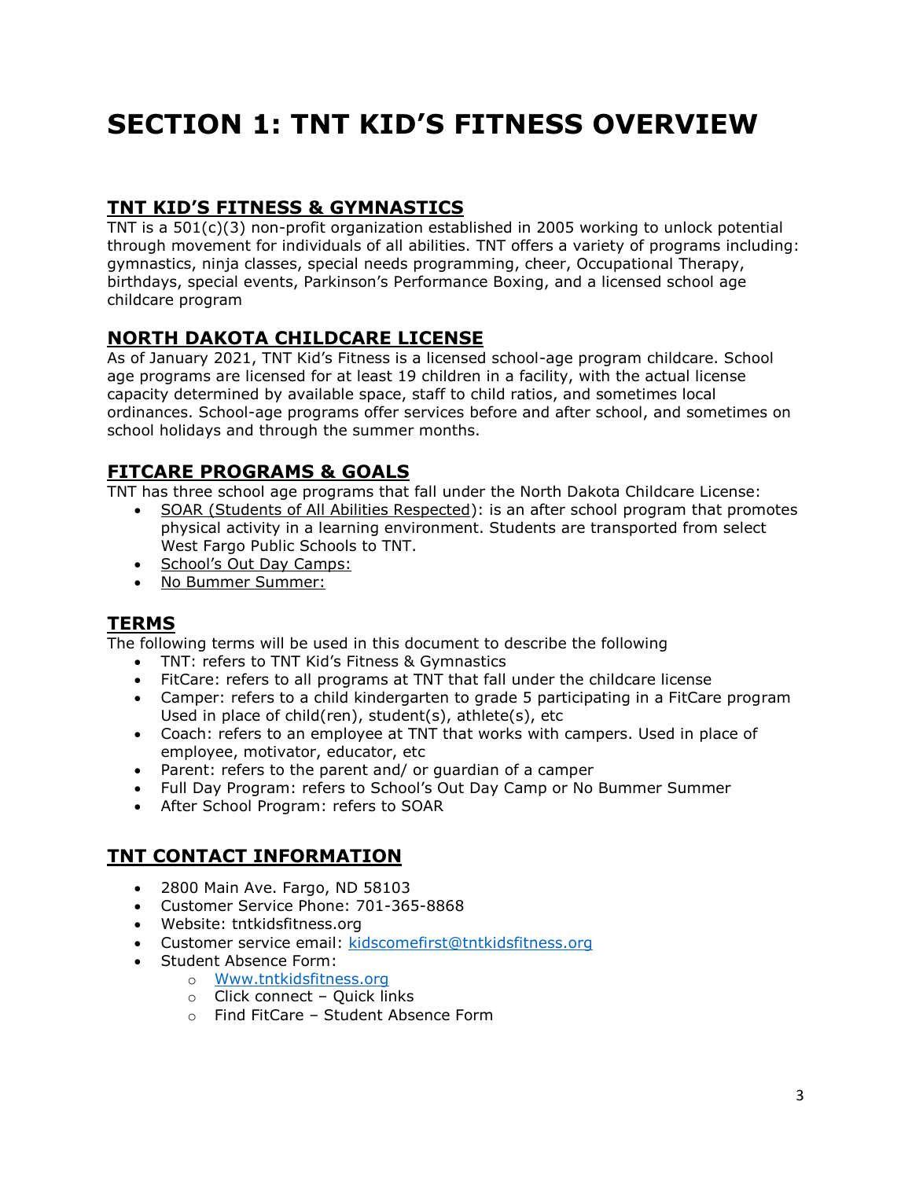# SECTION 1: TNT KID'S FITNESS OVERVIEW

## TNT KID'S FITNESS & GYMNASTICS

TNT is a 501(c)(3) non-profit organization established in 2005 working to unlock potential through movement for individuals of all abilities. TNT offers a variety of programs including: gymnastics, ninja classes, special needs programming, cheer, Occupational Therapy, birthdays, special events, Parkinson's Performance Boxing, and a licensed school age childcare program

## NORTH DAKOTA CHILDCARE LICENSE

As of January 2021, TNT Kid's Fitness is a licensed school-age program childcare. School age programs are licensed for at least 19 children in a facility, with the actual license capacity determined by available space, staff to child ratios, and sometimes local ordinances. School-age programs offer services before and after school, and sometimes on school holidays and through the summer months.

## FITCARE PROGRAMS & GOALS

TNT has three school age programs that fall under the North Dakota Childcare License:

- SOAR (Students of All Abilities Respected): is an after school program that promotes physical activity in a learning environment. Students are transported from select West Fargo Public Schools to TNT.
- School's Out Day Camps:
- No Bummer Summer:

## TERMS

The following terms will be used in this document to describe the following

- TNT: refers to TNT Kid's Fitness & Gymnastics
- FitCare: refers to all programs at TNT that fall under the childcare license
- Camper: refers to a child kindergarten to grade 5 participating in a FitCare program Used in place of child(ren), student(s), athlete(s), etc
- Coach: refers to an employee at TNT that works with campers. Used in place of employee, motivator, educator, etc
- Parent: refers to the parent and/ or guardian of a camper
- Full Day Program: refers to School's Out Day Camp or No Bummer Summer
- After School Program: refers to SOAR

## TNT CONTACT INFORMATION

- 2800 Main Ave. Fargo, ND 58103
- Customer Service Phone: 701-365-8868
- Website: tntkidsfitness.org
- Customer service email: kidscomefirst@tntkidsfitness.org
- Student Absence Form:
  - Www.tntkidsfitness.org
  - Click connect – Quick links
  - Find FitCare – Student Absence Form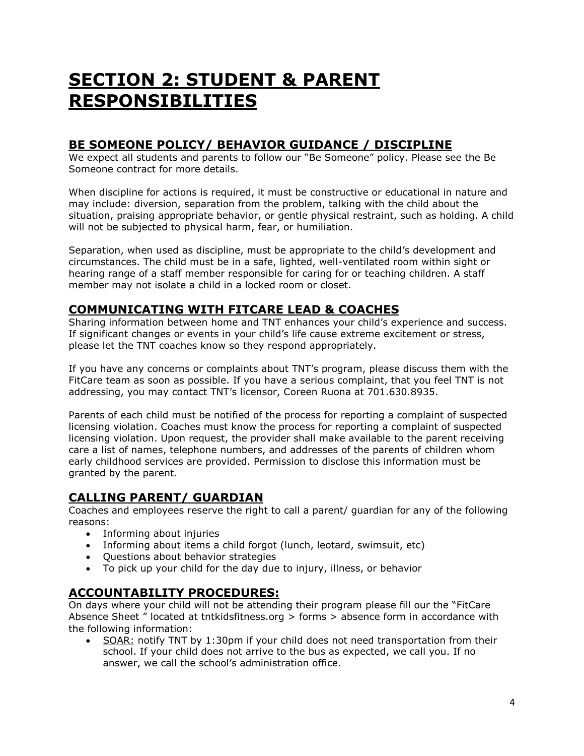# SECTION 2: STUDENT & PARENT RESPONSIBILITIES

## BE SOMEONE POLICY/ BEHAVIOR GUIDANCE / DISCIPLINE

We expect all students and parents to follow our "Be Someone" policy. Please see the Be Someone contract for more details.

When discipline for actions is required, it must be constructive or educational in nature and may include: diversion, separation from the problem, talking with the child about the situation, praising appropriate behavior, or gentle physical restraint, such as holding. A child will not be subjected to physical harm, fear, or humiliation.

Separation, when used as discipline, must be appropriate to the child's development and circumstances. The child must be in a safe, lighted, well-ventilated room within sight or hearing range of a staff member responsible for caring for or teaching children. A staff member may not isolate a child in a locked room or closet.

## COMMUNICATING WITH FITCARE LEAD & COACHES

Sharing information between home and TNT enhances your child's experience and success. If significant changes or events in your child's life cause extreme excitement or stress, please let the TNT coaches know so they respond appropriately.

If you have any concerns or complaints about TNT's program, please discuss them with the FitCare team as soon as possible. If you have a serious complaint, that you feel TNT is not addressing, you may contact TNT's licensor, Coreen Ruona at 701.630.8935.

Parents of each child must be notified of the process for reporting a complaint of suspected licensing violation. Coaches must know the process for reporting a complaint of suspected licensing violation. Upon request, the provider shall make available to the parent receiving care a list of names, telephone numbers, and addresses of the parents of children whom early childhood services are provided. Permission to disclose this information must be granted by the parent.

## CALLING PARENT/ GUARDIAN

Coaches and employees reserve the right to call a parent/ guardian for any of the following reasons:

- Informing about injuries
- Informing about items a child forgot (lunch, leotard, swimsuit, etc)
- Questions about behavior strategies
- To pick up your child for the day due to injury, illness, or behavior

## ACCOUNTABILITY PROCEDURES:

On days where your child will not be attending their program please fill our the "FitCare Absence Sheet " located at tntkidsfitness.org > forms > absence form in accordance with the following information:

- SOAR: notify TNT by 1:30pm if your child does not need transportation from their school. If your child does not arrive to the bus as expected, we call you. If no answer, we call the school's administration office.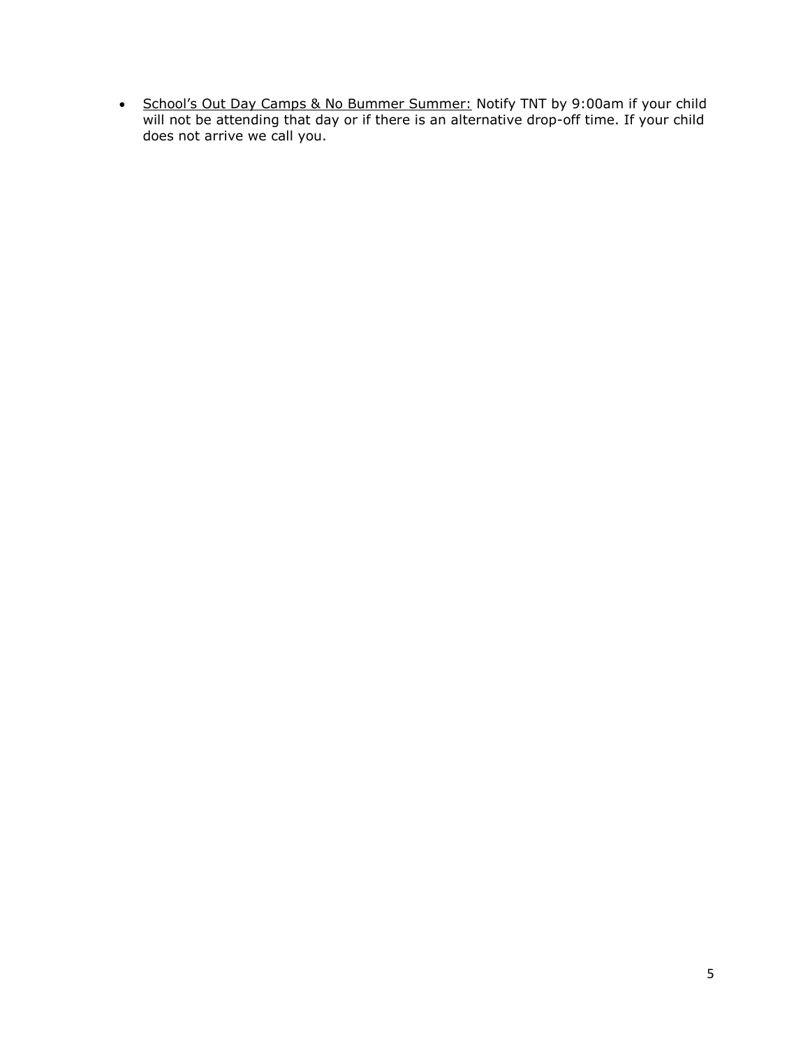- <u>School's Out Day Camps & No Bummer Summer:</u> Notify TNT by 9:00am if your child will not be attending that day or if there is an alternative drop-off time. If your child does not arrive we call you.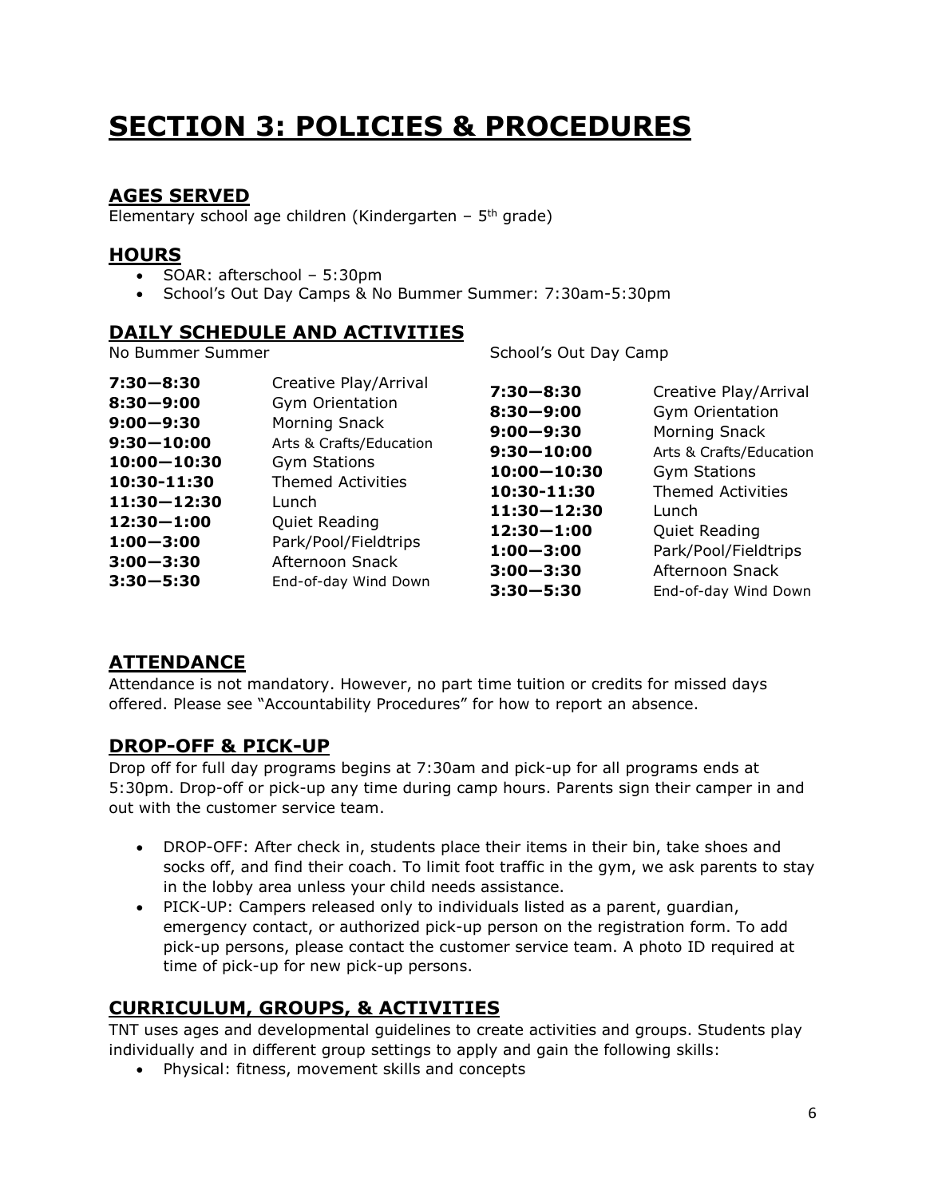# SECTION 3: POLICIES & PROCEDURES

## AGES SERVED

Elementary school age children (Kindergarten – 5th grade)

## HOURS

- SOAR: afterschool – 5:30pm
- School's Out Day Camps & No Bummer Summer: 7:30am-5:30pm

## DAILY SCHEDULE AND ACTIVITIES

No Bummer Summer

| | |
|---|---|
| **7:30—8:30** | Creative Play/Arrival |
| **8:30—9:00** | Gym Orientation |
| **9:00—9:30** | Morning Snack |
| **9:30—10:00** | Arts & Crafts/Education |
| **10:00—10:30** | Gym Stations |
| **10:30-11:30** | Themed Activities |
| **11:30—12:30** | Lunch |
| **12:30—1:00** | Quiet Reading |
| **1:00—3:00** | Park/Pool/Fieldtrips |
| **3:00—3:30** | Afternoon Snack |
| **3:30—5:30** | End-of-day Wind Down |

School's Out Day Camp

| | |
|---|---|
| **7:30—8:30** | Creative Play/Arrival |
| **8:30—9:00** | Gym Orientation |
| **9:00—9:30** | Morning Snack |
| **9:30—10:00** | Arts & Crafts/Education |
| **10:00—10:30** | Gym Stations |
| **10:30-11:30** | Themed Activities |
| **11:30—12:30** | Lunch |
| **12:30—1:00** | Quiet Reading |
| **1:00—3:00** | Park/Pool/Fieldtrips |
| **3:00—3:30** | Afternoon Snack |
| **3:30—5:30** | End-of-day Wind Down |

## ATTENDANCE

Attendance is not mandatory. However, no part time tuition or credits for missed days offered. Please see "Accountability Procedures" for how to report an absence.

## DROP-OFF & PICK-UP

Drop off for full day programs begins at 7:30am and pick-up for all programs ends at 5:30pm. Drop-off or pick-up any time during camp hours. Parents sign their camper in and out with the customer service team.

- DROP-OFF: After check in, students place their items in their bin, take shoes and socks off, and find their coach. To limit foot traffic in the gym, we ask parents to stay in the lobby area unless your child needs assistance.
- PICK-UP: Campers released only to individuals listed as a parent, guardian, emergency contact, or authorized pick-up person on the registration form. To add pick-up persons, please contact the customer service team. A photo ID required at time of pick-up for new pick-up persons.

## CURRICULUM, GROUPS, & ACTIVITIES

TNT uses ages and developmental guidelines to create activities and groups. Students play individually and in different group settings to apply and gain the following skills:

- Physical: fitness, movement skills and concepts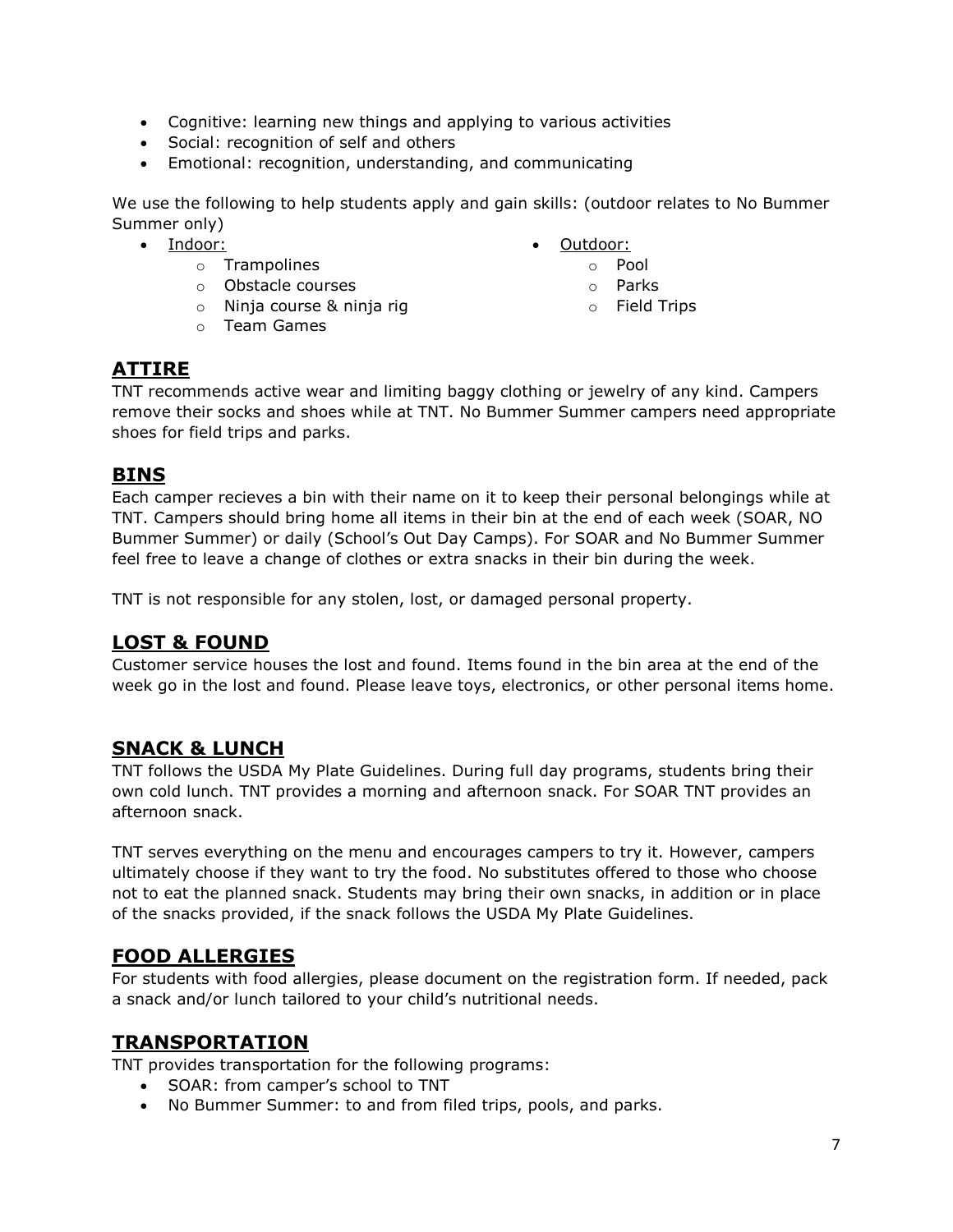- Cognitive: learning new things and applying to various activities
- Social: recognition of self and others
- Emotional: recognition, understanding, and communicating

We use the following to help students apply and gain skills: (outdoor relates to No Bummer Summer only)

- Indoor:
  - Trampolines
  - Obstacle courses
  - Ninja course & ninja rig
  - Team Games
- Outdoor:
  - Pool
  - Parks
  - Field Trips

## ATTIRE

TNT recommends active wear and limiting baggy clothing or jewelry of any kind. Campers remove their socks and shoes while at TNT. No Bummer Summer campers need appropriate shoes for field trips and parks.

## BINS

Each camper recieves a bin with their name on it to keep their personal belongings while at TNT. Campers should bring home all items in their bin at the end of each week (SOAR, NO Bummer Summer) or daily (School's Out Day Camps). For SOAR and No Bummer Summer feel free to leave a change of clothes or extra snacks in their bin during the week.

TNT is not responsible for any stolen, lost, or damaged personal property.

## LOST & FOUND

Customer service houses the lost and found. Items found in the bin area at the end of the week go in the lost and found. Please leave toys, electronics, or other personal items home.

## SNACK & LUNCH

TNT follows the USDA My Plate Guidelines. During full day programs, students bring their own cold lunch. TNT provides a morning and afternoon snack. For SOAR TNT provides an afternoon snack.

TNT serves everything on the menu and encourages campers to try it. However, campers ultimately choose if they want to try the food. No substitutes offered to those who choose not to eat the planned snack. Students may bring their own snacks, in addition or in place of the snacks provided, if the snack follows the USDA My Plate Guidelines.

## FOOD ALLERGIES

For students with food allergies, please document on the registration form. If needed, pack a snack and/or lunch tailored to your child's nutritional needs.

## TRANSPORTATION

TNT provides transportation for the following programs:

- SOAR: from camper's school to TNT
- No Bummer Summer: to and from filed trips, pools, and parks.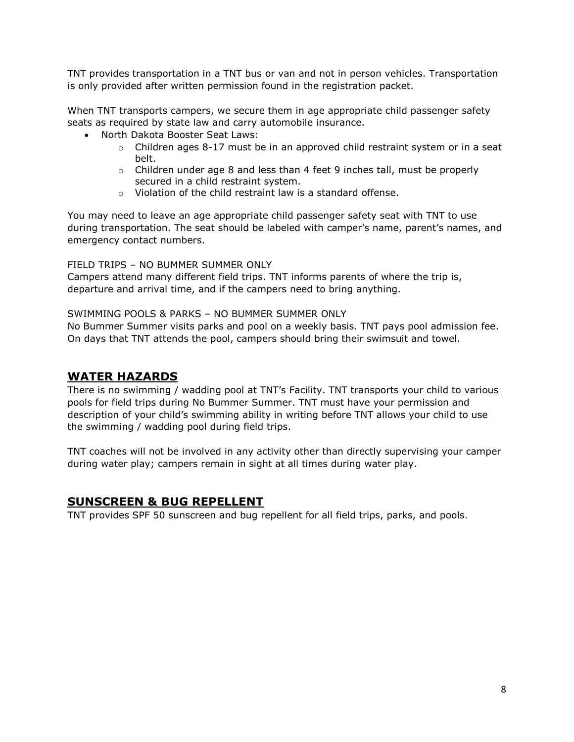TNT provides transportation in a TNT bus or van and not in person vehicles. Transportation is only provided after written permission found in the registration packet.

When TNT transports campers, we secure them in age appropriate child passenger safety seats as required by state law and carry automobile insurance.

- North Dakota Booster Seat Laws:
  - Children ages 8-17 must be in an approved child restraint system or in a seat belt.
  - Children under age 8 and less than 4 feet 9 inches tall, must be properly secured in a child restraint system.
  - Violation of the child restraint law is a standard offense.

You may need to leave an age appropriate child passenger safety seat with TNT to use during transportation. The seat should be labeled with camper's name, parent's names, and emergency contact numbers.

FIELD TRIPS – NO BUMMER SUMMER ONLY
Campers attend many different field trips. TNT informs parents of where the trip is, departure and arrival time, and if the campers need to bring anything.

SWIMMING POOLS & PARKS – NO BUMMER SUMMER ONLY
No Bummer Summer visits parks and pool on a weekly basis. TNT pays pool admission fee. On days that TNT attends the pool, campers should bring their swimsuit and towel.

## WATER HAZARDS

There is no swimming / wadding pool at TNT's Facility. TNT transports your child to various pools for field trips during No Bummer Summer. TNT must have your permission and description of your child's swimming ability in writing before TNT allows your child to use the swimming / wadding pool during field trips.

TNT coaches will not be involved in any activity other than directly supervising your camper during water play; campers remain in sight at all times during water play.

## SUNSCREEN & BUG REPELLENT

TNT provides SPF 50 sunscreen and bug repellent for all field trips, parks, and pools.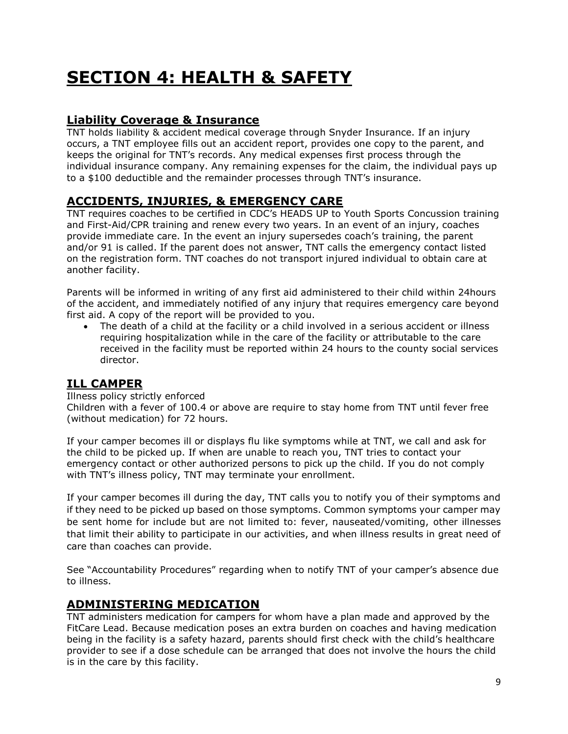# SECTION 4: HEALTH & SAFETY

## Liability Coverage & Insurance

TNT holds liability & accident medical coverage through Snyder Insurance. If an injury occurs, a TNT employee fills out an accident report, provides one copy to the parent, and keeps the original for TNT's records. Any medical expenses first process through the individual insurance company. Any remaining expenses for the claim, the individual pays up to a $100 deductible and the remainder processes through TNT's insurance.

## ACCIDENTS, INJURIES, & EMERGENCY CARE

TNT requires coaches to be certified in CDC's HEADS UP to Youth Sports Concussion training and First-Aid/CPR training and renew every two years. In an event of an injury, coaches provide immediate care. In the event an injury supersedes coach's training, the parent and/or 91 is called. If the parent does not answer, TNT calls the emergency contact listed on the registration form. TNT coaches do not transport injured individual to obtain care at another facility.

Parents will be informed in writing of any first aid administered to their child within 24hours of the accident, and immediately notified of any injury that requires emergency care beyond first aid. A copy of the report will be provided to you.

- The death of a child at the facility or a child involved in a serious accident or illness requiring hospitalization while in the care of the facility or attributable to the care received in the facility must be reported within 24 hours to the county social services director.

## ILL CAMPER

Illness policy strictly enforced
Children with a fever of 100.4 or above are require to stay home from TNT until fever free (without medication) for 72 hours.

If your camper becomes ill or displays flu like symptoms while at TNT, we call and ask for the child to be picked up. If when are unable to reach you, TNT tries to contact your emergency contact or other authorized persons to pick up the child. If you do not comply with TNT's illness policy, TNT may terminate your enrollment.

If your camper becomes ill during the day, TNT calls you to notify you of their symptoms and if they need to be picked up based on those symptoms. Common symptoms your camper may be sent home for include but are not limited to: fever, nauseated/vomiting, other illnesses that limit their ability to participate in our activities, and when illness results in great need of care than coaches can provide.

See "Accountability Procedures" regarding when to notify TNT of your camper's absence due to illness.

## ADMINISTERING MEDICATION

TNT administers medication for campers for whom have a plan made and approved by the FitCare Lead. Because medication poses an extra burden on coaches and having medication being in the facility is a safety hazard, parents should first check with the child's healthcare provider to see if a dose schedule can be arranged that does not involve the hours the child is in the care by this facility.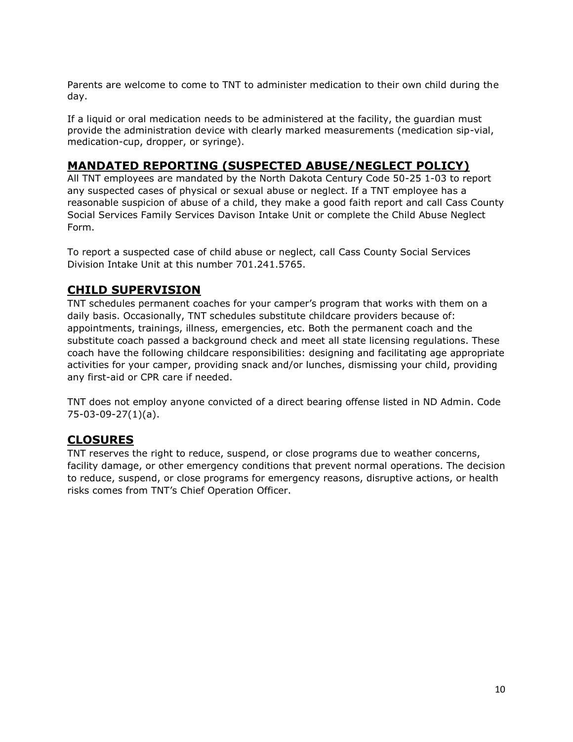Parents are welcome to come to TNT to administer medication to their own child during the day.

If a liquid or oral medication needs to be administered at the facility, the guardian must provide the administration device with clearly marked measurements (medication sip-vial, medication-cup, dropper, or syringe).

## MANDATED REPORTING (SUSPECTED ABUSE/NEGLECT POLICY)

All TNT employees are mandated by the North Dakota Century Code 50-25 1-03 to report any suspected cases of physical or sexual abuse or neglect. If a TNT employee has a reasonable suspicion of abuse of a child, they make a good faith report and call Cass County Social Services Family Services Davison Intake Unit or complete the Child Abuse Neglect Form.

To report a suspected case of child abuse or neglect, call Cass County Social Services Division Intake Unit at this number 701.241.5765.

## CHILD SUPERVISION

TNT schedules permanent coaches for your camper's program that works with them on a daily basis. Occasionally, TNT schedules substitute childcare providers because of: appointments, trainings, illness, emergencies, etc. Both the permanent coach and the substitute coach passed a background check and meet all state licensing regulations. These coach have the following childcare responsibilities: designing and facilitating age appropriate activities for your camper, providing snack and/or lunches, dismissing your child, providing any first-aid or CPR care if needed.

TNT does not employ anyone convicted of a direct bearing offense listed in ND Admin. Code 75-03-09-27(1)(a).

## CLOSURES

TNT reserves the right to reduce, suspend, or close programs due to weather concerns, facility damage, or other emergency conditions that prevent normal operations. The decision to reduce, suspend, or close programs for emergency reasons, disruptive actions, or health risks comes from TNT's Chief Operation Officer.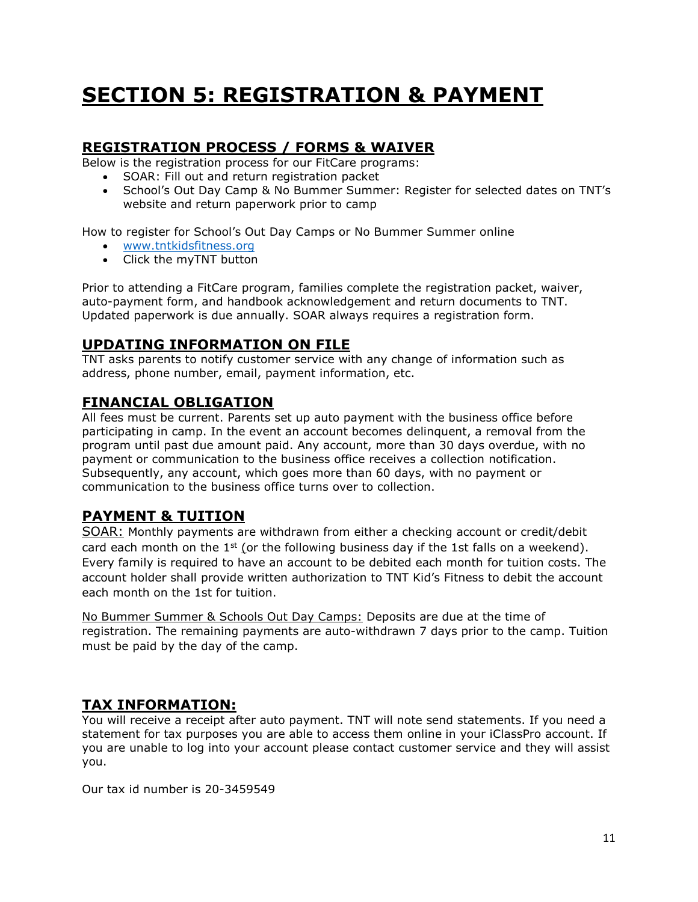# SECTION 5: REGISTRATION & PAYMENT

## REGISTRATION PROCESS / FORMS & WAIVER

Below is the registration process for our FitCare programs:

- SOAR: Fill out and return registration packet
- School's Out Day Camp & No Bummer Summer: Register for selected dates on TNT's website and return paperwork prior to camp

How to register for School's Out Day Camps or No Bummer Summer online

- www.tntkidsfitness.org
- Click the myTNT button

Prior to attending a FitCare program, families complete the registration packet, waiver, auto-payment form, and handbook acknowledgement and return documents to TNT. Updated paperwork is due annually. SOAR always requires a registration form.

## UPDATING INFORMATION ON FILE

TNT asks parents to notify customer service with any change of information such as address, phone number, email, payment information, etc.

## FINANCIAL OBLIGATION

All fees must be current. Parents set up auto payment with the business office before participating in camp. In the event an account becomes delinquent, a removal from the program until past due amount paid. Any account, more than 30 days overdue, with no payment or communication to the business office receives a collection notification. Subsequently, any account, which goes more than 60 days, with no payment or communication to the business office turns over to collection.

## PAYMENT & TUITION

SOAR: Monthly payments are withdrawn from either a checking account or credit/debit card each month on the 1st (or the following business day if the 1st falls on a weekend). Every family is required to have an account to be debited each month for tuition costs. The account holder shall provide written authorization to TNT Kid's Fitness to debit the account each month on the 1st for tuition.

No Bummer Summer & Schools Out Day Camps: Deposits are due at the time of registration. The remaining payments are auto-withdrawn 7 days prior to the camp. Tuition must be paid by the day of the camp.

## TAX INFORMATION:

You will receive a receipt after auto payment. TNT will note send statements. If you need a statement for tax purposes you are able to access them online in your iClassPro account. If you are unable to log into your account please contact customer service and they will assist you.

Our tax id number is 20-3459549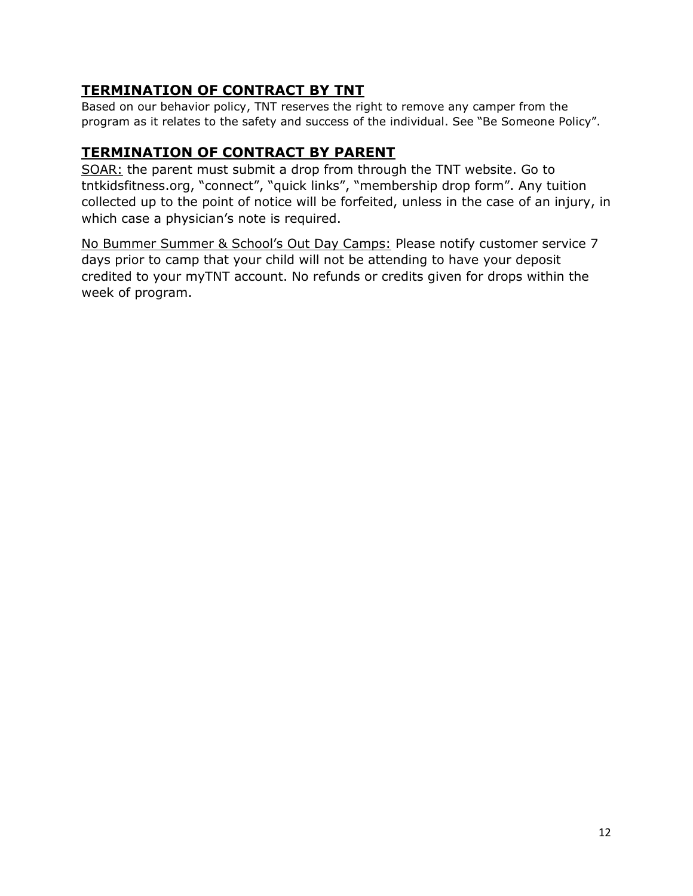## **TERMINATION OF CONTRACT BY TNT**

Based on our behavior policy, TNT reserves the right to remove any camper from the program as it relates to the safety and success of the individual. See "Be Someone Policy".

## **TERMINATION OF CONTRACT BY PARENT**

SOAR: the parent must submit a drop from through the TNT website. Go to tntkidsfitness.org, "connect", "quick links", "membership drop form". Any tuition collected up to the point of notice will be forfeited, unless in the case of an injury, in which case a physician's note is required.

No Bummer Summer & School's Out Day Camps: Please notify customer service 7 days prior to camp that your child will not be attending to have your deposit credited to your myTNT account. No refunds or credits given for drops within the week of program.